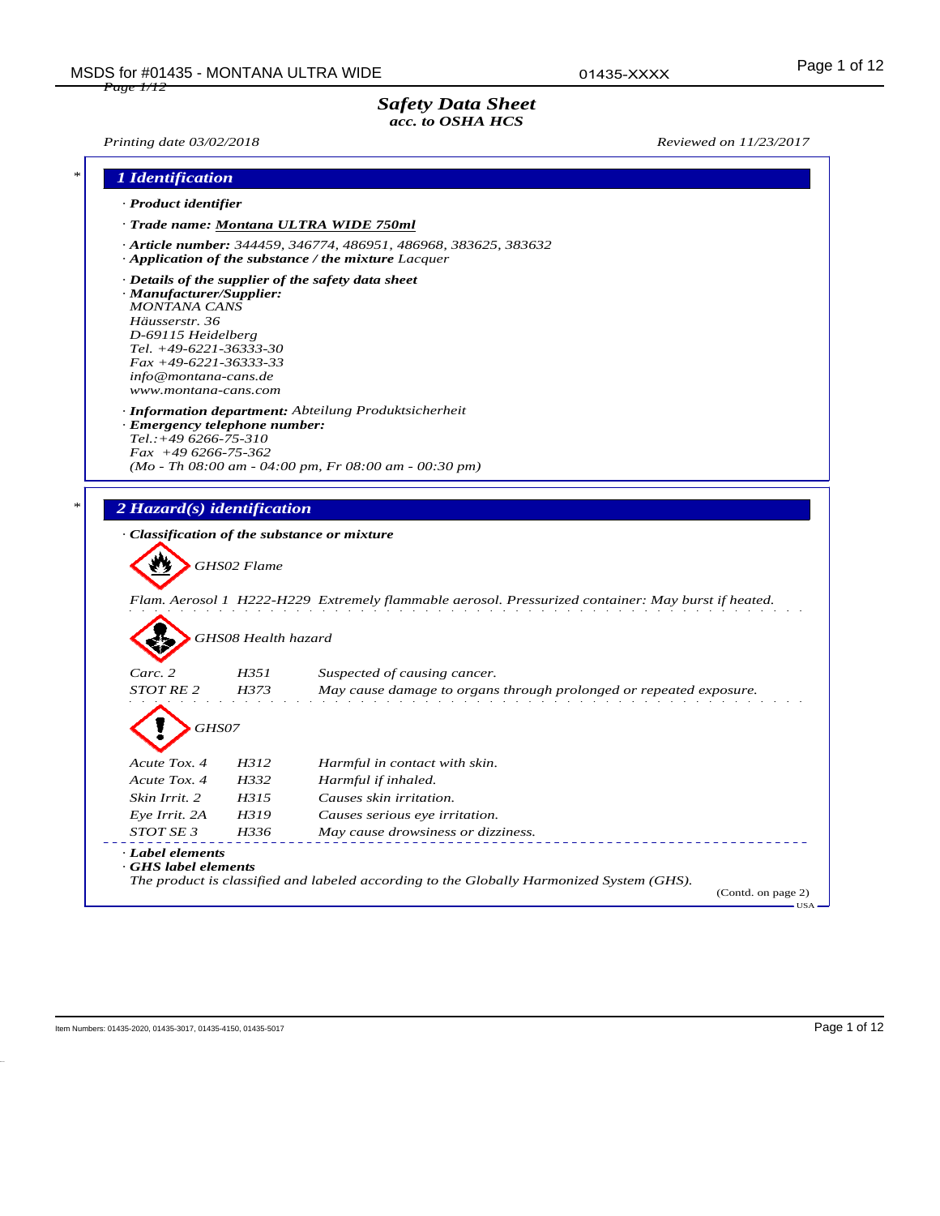# Safety Data Sheet
*acc. to OSHA HCS*

*Printing date 03/02/2018* *Reviewed on 11/23/2017*

## 1 Identification

· **Product identifier**

· **Trade name:** Montana ULTRA WIDE 750ml

· **Article number:** 344459, 346774, 486951, 486968, 383625, 383632

· **Application of the substance / the mixture** Lacquer

· **Details of the supplier of the safety data sheet**

· **Manufacturer/Supplier:**
MONTANA CANS
Häusserstr. 36
D-69115 Heidelberg
Tel. +49-6221-36333-30
Fax +49-6221-36333-33
info@montana-cans.de
www.montana-cans.com

· **Information department:** Abteilung Produktsicherheit

· **Emergency telephone number:**
Tel.:+49 6266-75-310
Fax +49 6266-75-362
(Mo - Th 08:00 am - 04:00 pm, Fr 08:00 am - 00:30 pm)

## 2 Hazard(s) identification

· **Classification of the substance or mixture**

GHS02 Flame

Flam. Aerosol 1 H222-H229 Extremely flammable aerosol. Pressurized container: May burst if heated.

GHS08 Health hazard

| | | |
|---|---|---|
| Carc. 2 | H351 | Suspected of causing cancer. |
| STOT RE 2 | H373 | May cause damage to organs through prolonged or repeated exposure. |

GHS07

| | | |
|---|---|---|
| Acute Tox. 4 | H312 | Harmful in contact with skin. |
| Acute Tox. 4 | H332 | Harmful if inhaled. |
| Skin Irrit. 2 | H315 | Causes skin irritation. |
| Eye Irrit. 2A | H319 | Causes serious eye irritation. |
| STOT SE 3 | H336 | May cause drowsiness or dizziness. |

· **Label elements**

· **GHS label elements**

The product is classified and labeled according to the Globally Harmonized System (GHS).

(Contd. on page 2)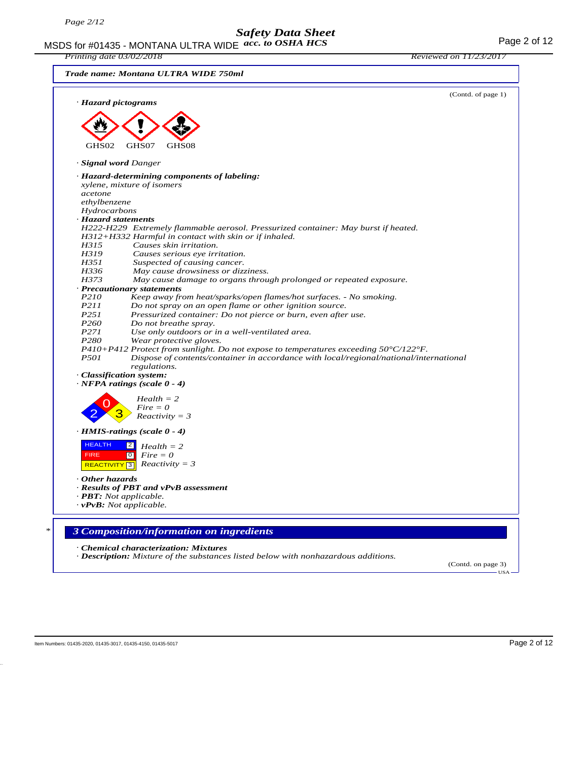**Trade name: Montana ULTRA WIDE 750ml**

(Contd. of page 1)

· **Hazard pictograms**

GHS02 GHS07 GHS08

· **Signal word** Danger

· **Hazard-determining components of labeling:**
xylene, mixture of isomers
acetone
ethylbenzene
Hydrocarbons

· **Hazard statements**
H222-H229 Extremely flammable aerosol. Pressurized container: May burst if heated.
H312+H332 Harmful in contact with skin or if inhaled.
H315 Causes skin irritation.
H319 Causes serious eye irritation.
H351 Suspected of causing cancer.
H336 May cause drowsiness or dizziness.
H373 May cause damage to organs through prolonged or repeated exposure.

· **Precautionary statements**
P210 Keep away from heat/sparks/open flames/hot surfaces. - No smoking.
P211 Do not spray on an open flame or other ignition source.
P251 Pressurized container: Do not pierce or burn, even after use.
P260 Do not breathe spray.
P271 Use only outdoors or in a well-ventilated area.
P280 Wear protective gloves.
P410+P412 Protect from sunlight. Do not expose to temperatures exceeding 50°C/122°F.
P501 Dispose of contents/container in accordance with local/regional/national/international regulations.

· **Classification system:**

· **NFPA ratings (scale 0 - 4)**

Health = 2
Fire = 0
Reactivity = 3

· **HMIS-ratings (scale 0 - 4)**

| | | |
|---|---|---|
| HEALTH | 2 | Health = 2 |
| FIRE | 0 | Fire = 0 |
| REACTIVITY | 3 | Reactivity = 3 |

· **Other hazards**

· **Results of PBT and vPvB assessment**

· **PBT:** Not applicable.

· **vPvB:** Not applicable.

## 3 Composition/information on ingredients

· **Chemical characterization: Mixtures**

· **Description:** Mixture of the substances listed below with nonhazardous additions.

(Contd. on page 3)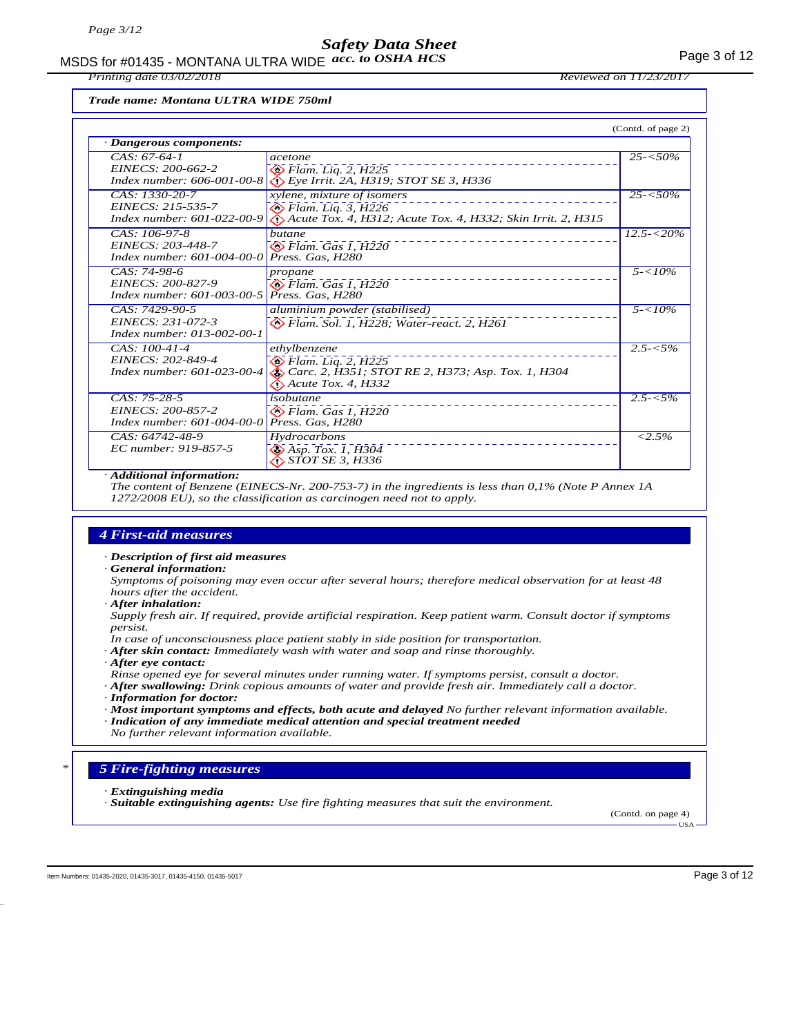*Trade name: Montana ULTRA WIDE 750ml*

(Contd. of page 2)

**· Dangerous components:**

| Identifiers | Component / Classification | Concentration |
|---|---|---|
| CAS: 67-64-1<br>EINECS: 200-662-2<br>Index number: 606-001-00-8 | acetone<br>Flam. Liq. 2, H225<br>Eye Irrit. 2A, H319; STOT SE 3, H336 | 25-<50% |
| CAS: 1330-20-7<br>EINECS: 215-535-7<br>Index number: 601-022-00-9 | xylene, mixture of isomers<br>Flam. Liq. 3, H226<br>Acute Tox. 4, H312; Acute Tox. 4, H332; Skin Irrit. 2, H315 | 25-<50% |
| CAS: 106-97-8<br>EINECS: 203-448-7<br>Index number: 601-004-00-0 | butane<br>Flam. Gas 1, H220<br>Press. Gas, H280 | 12.5-<20% |
| CAS: 74-98-6<br>EINECS: 200-827-9<br>Index number: 601-003-00-5 | propane<br>Flam. Gas 1, H220<br>Press. Gas, H280 | 5-<10% |
| CAS: 7429-90-5<br>EINECS: 231-072-3<br>Index number: 013-002-00-1 | aluminium powder (stabilised)<br>Flam. Sol. 1, H228; Water-react. 2, H261 | 5-<10% |
| CAS: 100-41-4<br>EINECS: 202-849-4<br>Index number: 601-023-00-4 | ethylbenzene<br>Flam. Liq. 2, H225<br>Carc. 2, H351; STOT RE 2, H373; Asp. Tox. 1, H304<br>Acute Tox. 4, H332 | 2.5-<5% |
| CAS: 75-28-5<br>EINECS: 200-857-2<br>Index number: 601-004-00-0 | isobutane<br>Flam. Gas 1, H220<br>Press. Gas, H280 | 2.5-<5% |
| CAS: 64742-48-9<br>EC number: 919-857-5 | Hydrocarbons<br>Asp. Tox. 1, H304<br>STOT SE 3, H336 | <2.5% |

**· Additional information:**
The content of Benzene (EINECS-Nr. 200-753-7) in the ingredients is less than 0,1% (Note P Annex 1A 1272/2008 EU), so the classification as carcinogen need not to apply.

## 4 First-aid measures

**· Description of first aid measures**
**· General information:**
Symptoms of poisoning may even occur after several hours; therefore medical observation for at least 48 hours after the accident.
**· After inhalation:**
Supply fresh air. If required, provide artificial respiration. Keep patient warm. Consult doctor if symptoms persist.
In case of unconsciousness place patient stably in side position for transportation.
**· After skin contact:** Immediately wash with water and soap and rinse thoroughly.
**· After eye contact:**
Rinse opened eye for several minutes under running water. If symptoms persist, consult a doctor.
**· After swallowing:** Drink copious amounts of water and provide fresh air. Immediately call a doctor.
**· Information for doctor:**
**· Most important symptoms and effects, both acute and delayed** No further relevant information available.
**· Indication of any immediate medical attention and special treatment needed**
No further relevant information available.

## 5 Fire-fighting measures

**· Extinguishing media**
**· Suitable extinguishing agents:** Use fire fighting measures that suit the environment.

(Contd. on page 4)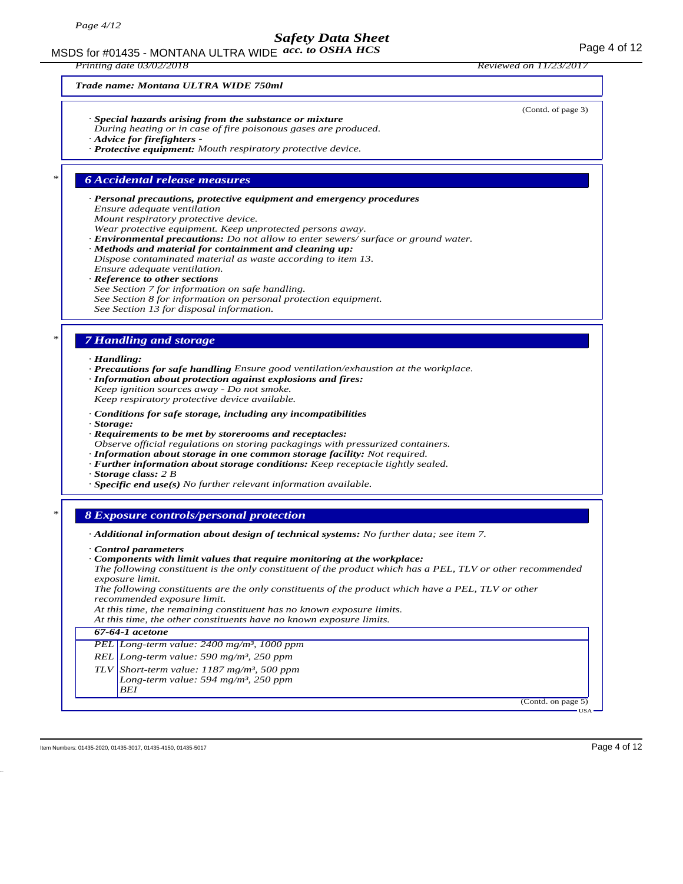**Trade name: Montana ULTRA WIDE 750ml**

(Contd. of page 3)

· **Special hazards arising from the substance or mixture**
During heating or in case of fire poisonous gases are produced.
· **Advice for firefighters** -
· **Protective equipment:** Mouth respiratory protective device.

## 6 Accidental release measures

· **Personal precautions, protective equipment and emergency procedures**
Ensure adequate ventilation
Mount respiratory protective device.
Wear protective equipment. Keep unprotected persons away.
· **Environmental precautions:** Do not allow to enter sewers/ surface or ground water.
· **Methods and material for containment and cleaning up:**
Dispose contaminated material as waste according to item 13.
Ensure adequate ventilation.
· **Reference to other sections**
See Section 7 for information on safe handling.
See Section 8 for information on personal protection equipment.
See Section 13 for disposal information.

## 7 Handling and storage

· **Handling:**
· **Precautions for safe handling** Ensure good ventilation/exhaustion at the workplace.
· **Information about protection against explosions and fires:**
Keep ignition sources away - Do not smoke.
Keep respiratory protective device available.

· **Conditions for safe storage, including any incompatibilities**
· **Storage:**
· **Requirements to be met by storerooms and receptacles:**
Observe official regulations on storing packagings with pressurized containers.
· **Information about storage in one common storage facility:** Not required.
· **Further information about storage conditions:** Keep receptacle tightly sealed.
· **Storage class:** 2 B
· **Specific end use(s)** No further relevant information available.

## 8 Exposure controls/personal protection

· **Additional information about design of technical systems:** No further data; see item 7.

· **Control parameters**
· **Components with limit values that require monitoring at the workplace:**
The following constituent is the only constituent of the product which has a PEL, TLV or other recommended exposure limit.
The following constituents are the only constituents of the product which have a PEL, TLV or other recommended exposure limit.
At this time, the remaining constituent has no known exposure limits.
At this time, the other constituents have no known exposure limits.

| **67-64-1 acetone** | |
|---|---|
| PEL | Long-term value: 2400 mg/m³, 1000 ppm |
| REL | Long-term value: 590 mg/m³, 250 ppm |
| TLV | Short-term value: 1187 mg/m³, 500 ppm<br>Long-term value: 594 mg/m³, 250 ppm<br>BEI |

(Contd. on page 5)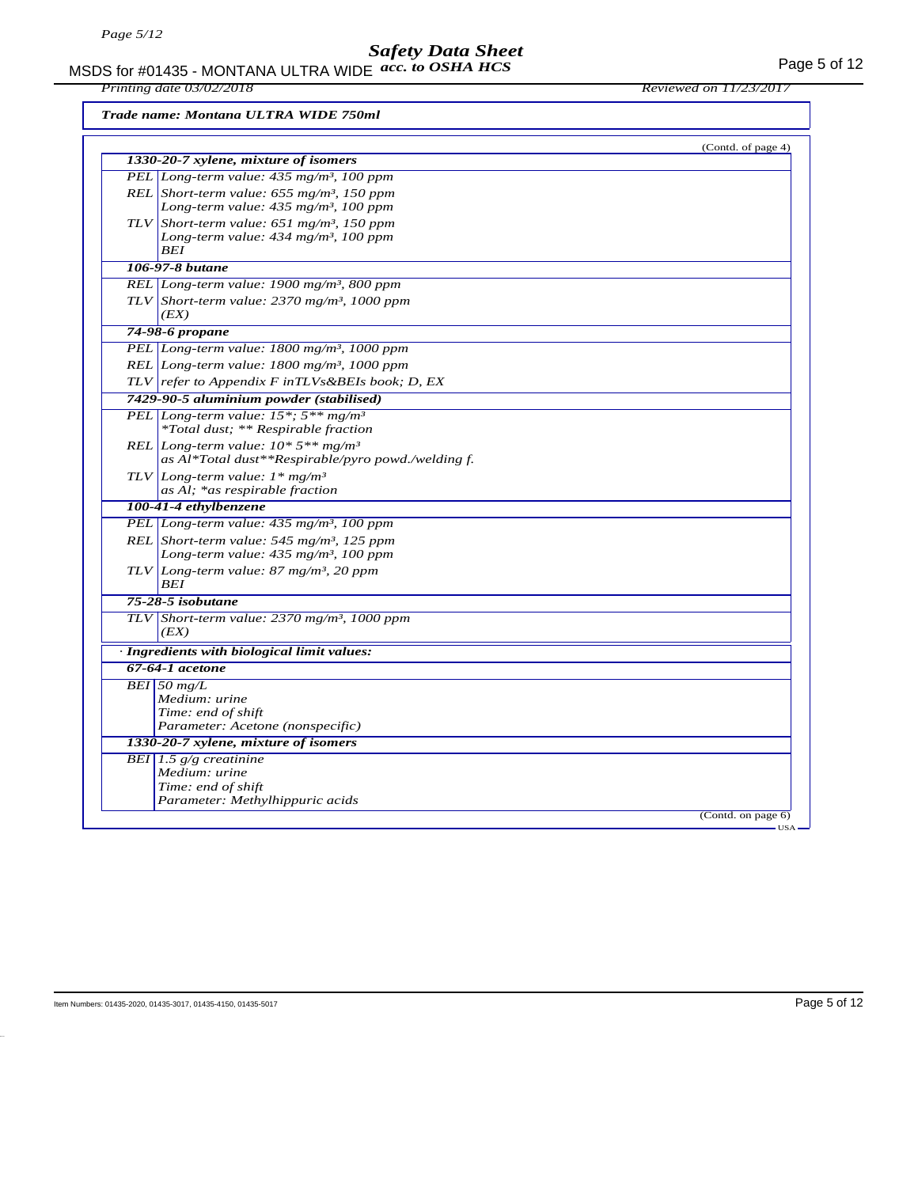*Trade name: Montana ULTRA WIDE 750ml*

(Contd. of page 4)

| | |
|---|---|
| ***1330-20-7 xylene, mixture of isomers*** | |
| PEL | Long-term value: 435 mg/m³, 100 ppm |
| REL | Short-term value: 655 mg/m³, 150 ppm<br>Long-term value: 435 mg/m³, 100 ppm |
| TLV | Short-term value: 651 mg/m³, 150 ppm<br>Long-term value: 434 mg/m³, 100 ppm<br>BEI |
| ***106-97-8 butane*** | |
| REL | Long-term value: 1900 mg/m³, 800 ppm |
| TLV | Short-term value: 2370 mg/m³, 1000 ppm<br>(EX) |
| ***74-98-6 propane*** | |
| PEL | Long-term value: 1800 mg/m³, 1000 ppm |
| REL | Long-term value: 1800 mg/m³, 1000 ppm |
| TLV | refer to Appendix F inTLVs&BEIs book; D, EX |
| ***7429-90-5 aluminium powder (stabilised)*** | |
| PEL | Long-term value: 15*; 5** mg/m³<br>*Total dust; ** Respirable fraction |
| REL | Long-term value: 10* 5** mg/m³<br>as Al*Total dust**Respirable/pyro powd./welding f. |
| TLV | Long-term value: 1* mg/m³<br>as Al; *as respirable fraction |
| ***100-41-4 ethylbenzene*** | |
| PEL | Long-term value: 435 mg/m³, 100 ppm |
| REL | Short-term value: 545 mg/m³, 125 ppm<br>Long-term value: 435 mg/m³, 100 ppm |
| TLV | Long-term value: 87 mg/m³, 20 ppm<br>BEI |
| ***75-28-5 isobutane*** | |
| TLV | Short-term value: 2370 mg/m³, 1000 ppm<br>(EX) |

· ***Ingredients with biological limit values:***

| | |
|---|---|
| ***67-64-1 acetone*** | |
| BEI | 50 mg/L<br>Medium: urine<br>Time: end of shift<br>Parameter: Acetone (nonspecific) |
| ***1330-20-7 xylene, mixture of isomers*** | |
| BEI | 1.5 g/g creatinine<br>Medium: urine<br>Time: end of shift<br>Parameter: Methylhippuric acids |

(Contd. on page 6)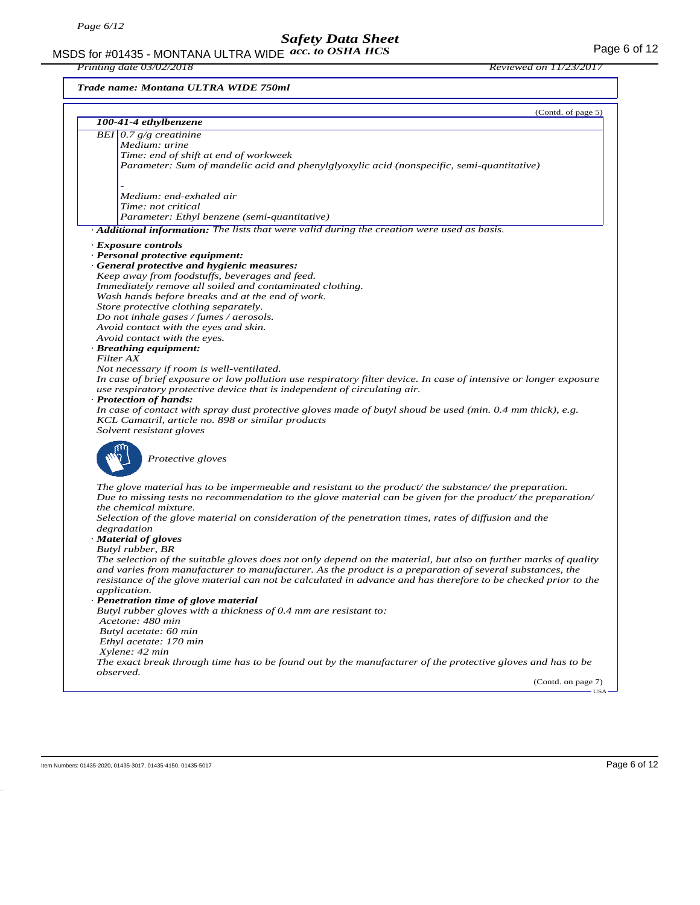**Trade name: Montana ULTRA WIDE 750ml**

(Contd. of page 5)

| **100-41-4 ethylbenzene** | |
|---|---|
| BEI | 0.7 g/g creatinine<br>Medium: urine<br>Time: end of shift at end of workweek<br>Parameter: Sum of mandelic acid and phenylglyoxylic acid (nonspecific, semi-quantitative)<br><br>-<br>Medium: end-exhaled air<br>Time: not critical<br>Parameter: Ethyl benzene (semi-quantitative) |

· **Additional information:** The lists that were valid during the creation were used as basis.

· **Exposure controls**
· **Personal protective equipment:**
· **General protective and hygienic measures:**
Keep away from foodstuffs, beverages and feed.
Immediately remove all soiled and contaminated clothing.
Wash hands before breaks and at the end of work.
Store protective clothing separately.
Do not inhale gases / fumes / aerosols.
Avoid contact with the eyes and skin.
Avoid contact with the eyes.
· **Breathing equipment:**
Filter AX
Not necessary if room is well-ventilated.
In case of brief exposure or low pollution use respiratory filter device. In case of intensive or longer exposure use respiratory protective device that is independent of circulating air.
· **Protection of hands:**
In case of contact with spray dust protective gloves made of butyl shoud be used (min. 0.4 mm thick), e.g. KCL Camatril, article no. 898 or similar products
Solvent resistant gloves

Protective gloves

The glove material has to be impermeable and resistant to the product/ the substance/ the preparation.
Due to missing tests no recommendation to the glove material can be given for the product/ the preparation/ the chemical mixture.
Selection of the glove material on consideration of the penetration times, rates of diffusion and the degradation
· **Material of gloves**
Butyl rubber, BR
The selection of the suitable gloves does not only depend on the material, but also on further marks of quality and varies from manufacturer to manufacturer. As the product is a preparation of several substances, the resistance of the glove material can not be calculated in advance and has therefore to be checked prior to the application.
· **Penetration time of glove material**
Butyl rubber gloves with a thickness of 0.4 mm are resistant to:
Acetone: 480 min
Butyl acetate: 60 min
Ethyl acetate: 170 min
Xylene: 42 min
The exact break through time has to be found out by the manufacturer of the protective gloves and has to be observed.

(Contd. on page 7)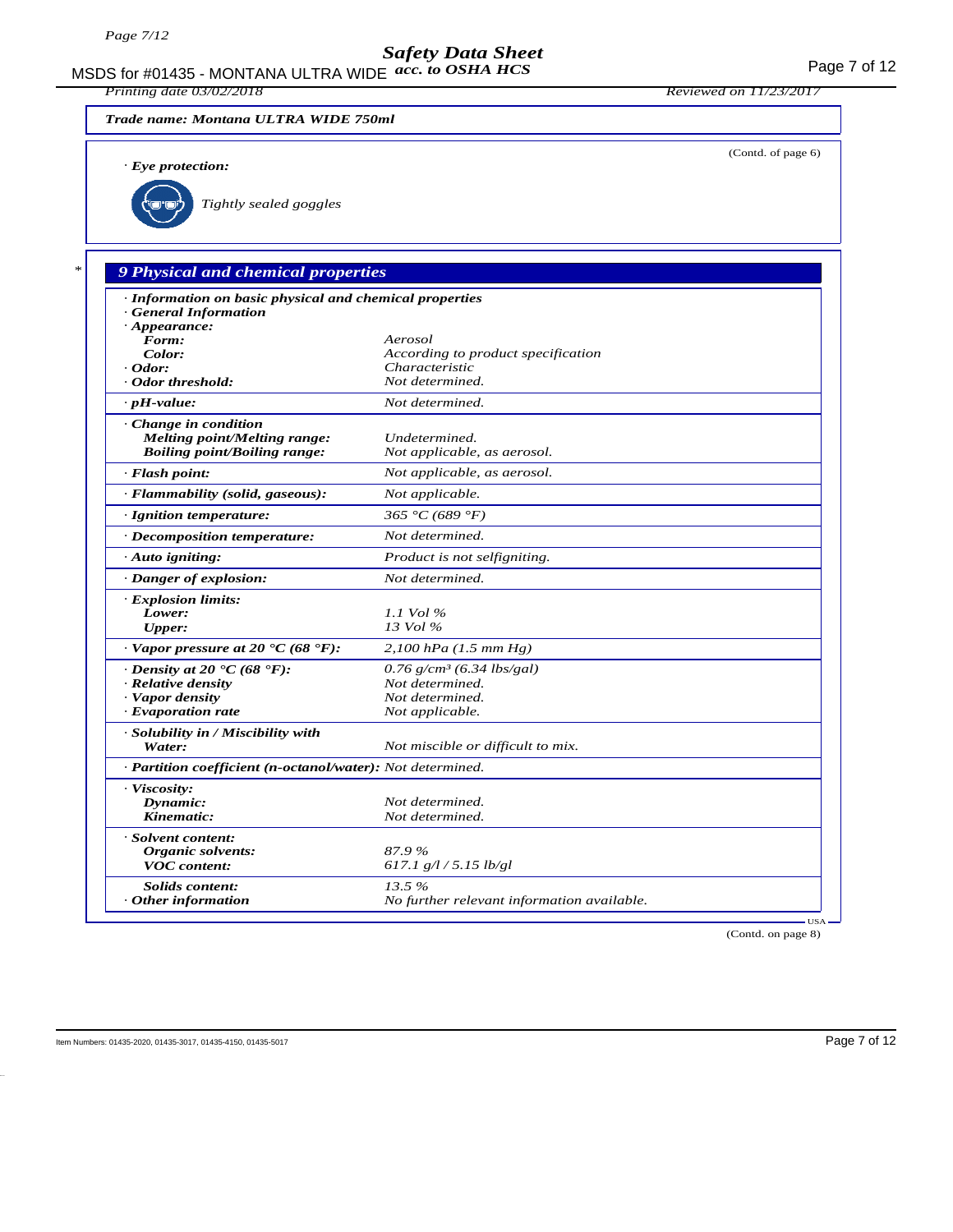**Trade name: Montana ULTRA WIDE 750ml**

(Contd. of page 6)

· ***Eye protection:***

*Tightly sealed goggles*

## 9 Physical and chemical properties

| | |
|---|---|
| · **Information on basic physical and chemical properties** | |
| · **General Information** | |
| · **Appearance:** | |
| **Form:** | *Aerosol* |
| **Color:** | *According to product specification* |
| · **Odor:** | *Characteristic* |
| · **Odor threshold:** | *Not determined.* |
| · **pH-value:** | *Not determined.* |
| · **Change in condition** | |
| **Melting point/Melting range:** | *Undetermined.* |
| **Boiling point/Boiling range:** | *Not applicable, as aerosol.* |
| · **Flash point:** | *Not applicable, as aerosol.* |
| · **Flammability (solid, gaseous):** | *Not applicable.* |
| · **Ignition temperature:** | *365 °C (689 °F)* |
| · **Decomposition temperature:** | *Not determined.* |
| · **Auto igniting:** | *Product is not selfigniting.* |
| · **Danger of explosion:** | *Not determined.* |
| · **Explosion limits:** | |
| **Lower:** | *1.1 Vol %* |
| **Upper:** | *13 Vol %* |
| · **Vapor pressure at 20 °C (68 °F):** | *2,100 hPa (1.5 mm Hg)* |
| · **Density at 20 °C (68 °F):** | *0.76 g/cm³ (6.34 lbs/gal)* |
| · **Relative density** | *Not determined.* |
| · **Vapor density** | *Not determined.* |
| · **Evaporation rate** | *Not applicable.* |
| · **Solubility in / Miscibility with** | |
| **Water:** | *Not miscible or difficult to mix.* |
| · **Partition coefficient (n-octanol/water):** | *Not determined.* |
| · **Viscosity:** | |
| **Dynamic:** | *Not determined.* |
| **Kinematic:** | *Not determined.* |
| · **Solvent content:** | |
| **Organic solvents:** | *87.9 %* |
| **VOC content:** | *617.1 g/l / 5.15 lb/gl* |
| **Solids content:** | *13.5 %* |
| · **Other information** | *No further relevant information available.* |

(Contd. on page 8)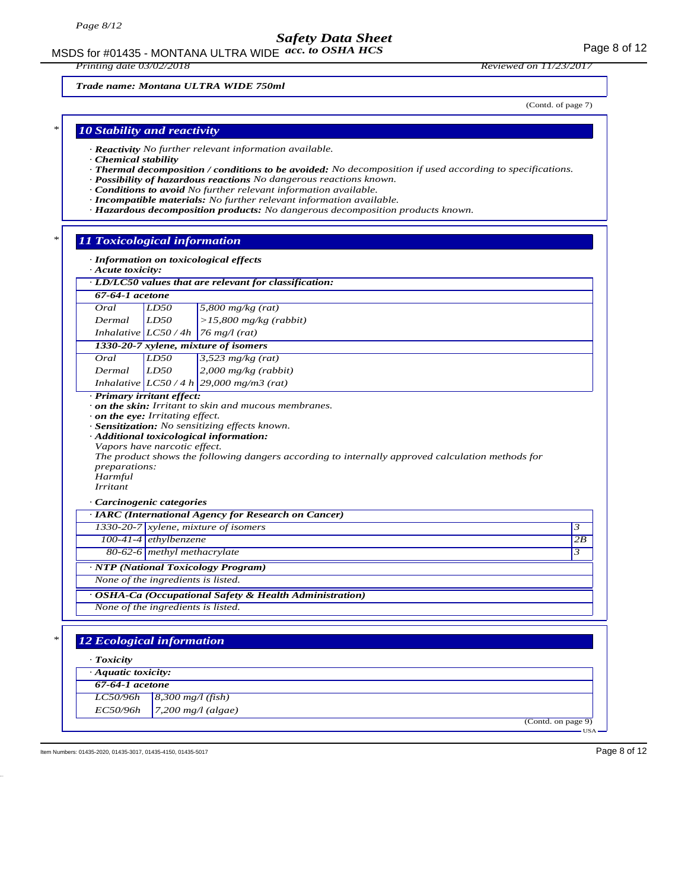**Trade name: Montana ULTRA WIDE 750ml**

(Contd. of page 7)

## 10 Stability and reactivity

- · ***Reactivity*** *No further relevant information available.*
- · ***Chemical stability***
- · ***Thermal decomposition / conditions to be avoided:*** *No decomposition if used according to specifications.*
- · ***Possibility of hazardous reactions*** *No dangerous reactions known.*
- · ***Conditions to avoid*** *No further relevant information available.*
- · ***Incompatible materials:*** *No further relevant information available.*
- · ***Hazardous decomposition products:*** *No dangerous decomposition products known.*

## 11 Toxicological information

- · ***Information on toxicological effects***
- · ***Acute toxicity:***

| · LD/LC50 values that are relevant for classification: | | |
|---|---|---|
| **67-64-1 acetone** | | |
| Oral | LD50 | 5,800 mg/kg (rat) |
| Dermal | LD50 | >15,800 mg/kg (rabbit) |
| Inhalative | LC50 / 4h | 76 mg/l (rat) |
| **1330-20-7 xylene, mixture of isomers** | | |
| Oral | LD50 | 3,523 mg/kg (rat) |
| Dermal | LD50 | 2,000 mg/kg (rabbit) |
| Inhalative | LC50 / 4 h | 29,000 mg/m3 (rat) |

- · ***Primary irritant effect:***
- · ***on the skin:*** *Irritant to skin and mucous membranes.*
- · ***on the eye:*** *Irritating effect.*
- · ***Sensitization:*** *No sensitizing effects known.*
- · ***Additional toxicological information:***

*Vapors have narcotic effect.*
*The product shows the following dangers according to internally approved calculation methods for preparations:*
*Harmful*
*Irritant*

- · ***Carcinogenic categories***

| · IARC (International Agency for Research on Cancer) | | |
|---|---|---|
| 1330-20-7 | xylene, mixture of isomers | 3 |
| 100-41-4 | ethylbenzene | 2B |
| 80-62-6 | methyl methacrylate | 3 |

| · NTP (National Toxicology Program) |
|---|
| None of the ingredients is listed. |

| · OSHA-Ca (Occupational Safety & Health Administration) |
|---|
| None of the ingredients is listed. |

## 12 Ecological information

- · ***Toxicity***

| · Aquatic toxicity: | |
|---|---|
| **67-64-1 acetone** | |
| LC50/96h | 8,300 mg/l (fish) |
| EC50/96h | 7,200 mg/l (algae) |

(Contd. on page 9)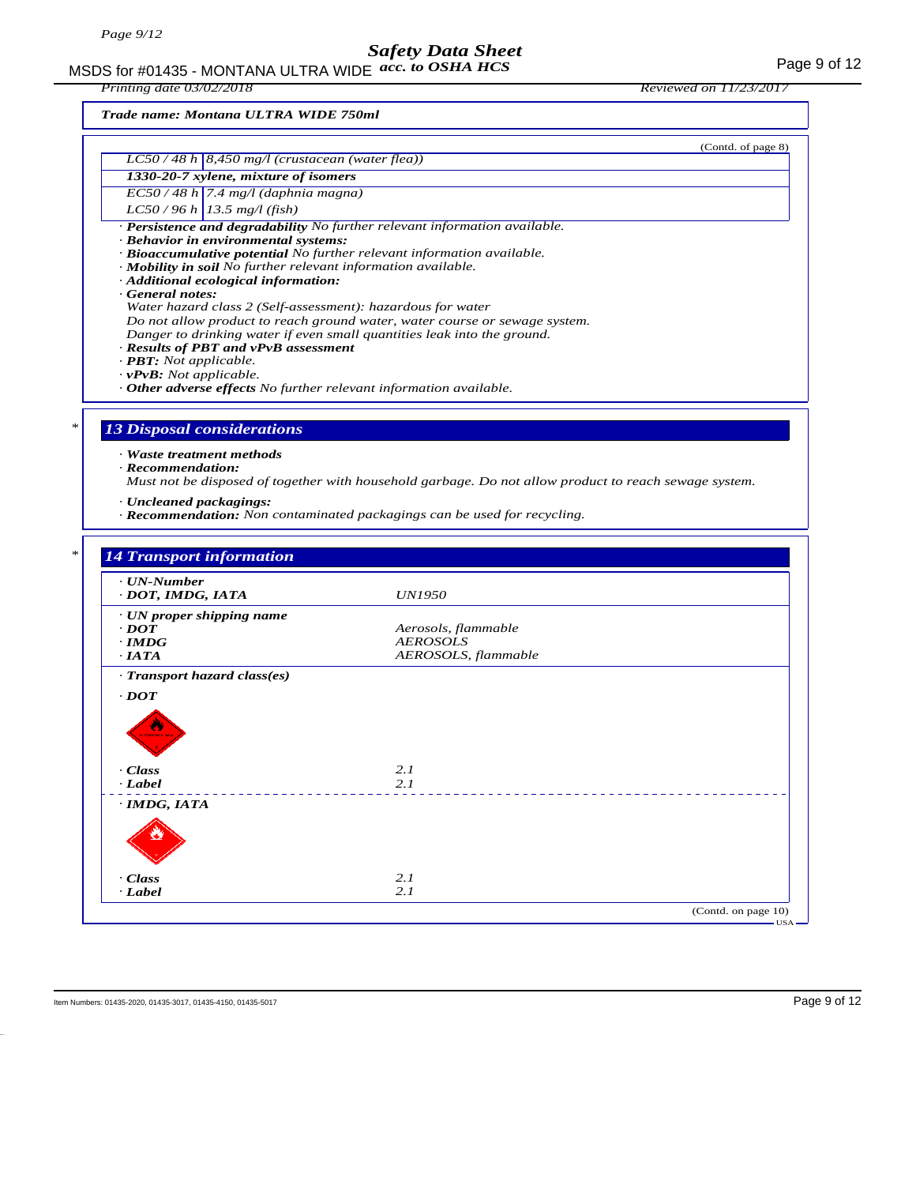**Trade name: Montana ULTRA WIDE 750ml**

(Contd. of page 8)

| | |
|---|---|
| LC50 / 48 h | 8,450 mg/l (crustacean (water flea)) |
| **1330-20-7 xylene, mixture of isomers** | |
| EC50 / 48 h | 7.4 mg/l (daphnia magna) |
| LC50 / 96 h | 13.5 mg/l (fish) |

· **Persistence and degradability** No further relevant information available.
· **Behavior in environmental systems:**
· **Bioaccumulative potential** No further relevant information available.
· **Mobility in soil** No further relevant information available.
· **Additional ecological information:**
· **General notes:**
Water hazard class 2 (Self-assessment): hazardous for water
Do not allow product to reach ground water, water course or sewage system.
Danger to drinking water if even small quantities leak into the ground.
· **Results of PBT and vPvB assessment**
· **PBT:** Not applicable.
· **vPvB:** Not applicable.
· **Other adverse effects** No further relevant information available.

## 13 Disposal considerations

· **Waste treatment methods**
· **Recommendation:**
Must not be disposed of together with household garbage. Do not allow product to reach sewage system.

· **Uncleaned packagings:**
· **Recommendation:** Non contaminated packagings can be used for recycling.

## 14 Transport information

| | |
|---|---|
| **· UN-Number** | |
| **· DOT, IMDG, IATA** | UN1950 |
| **· UN proper shipping name** | |
| **· DOT** | Aerosols, flammable |
| **· IMDG** | AEROSOLS |
| **· IATA** | AEROSOLS, flammable |
| **· Transport hazard class(es)** | |
| **· DOT** | |
| **· Class** | 2.1 |
| **· Label** | 2.1 |
| **· IMDG, IATA** | |
| **· Class** | 2.1 |
| **· Label** | 2.1 |

(Contd. on page 10)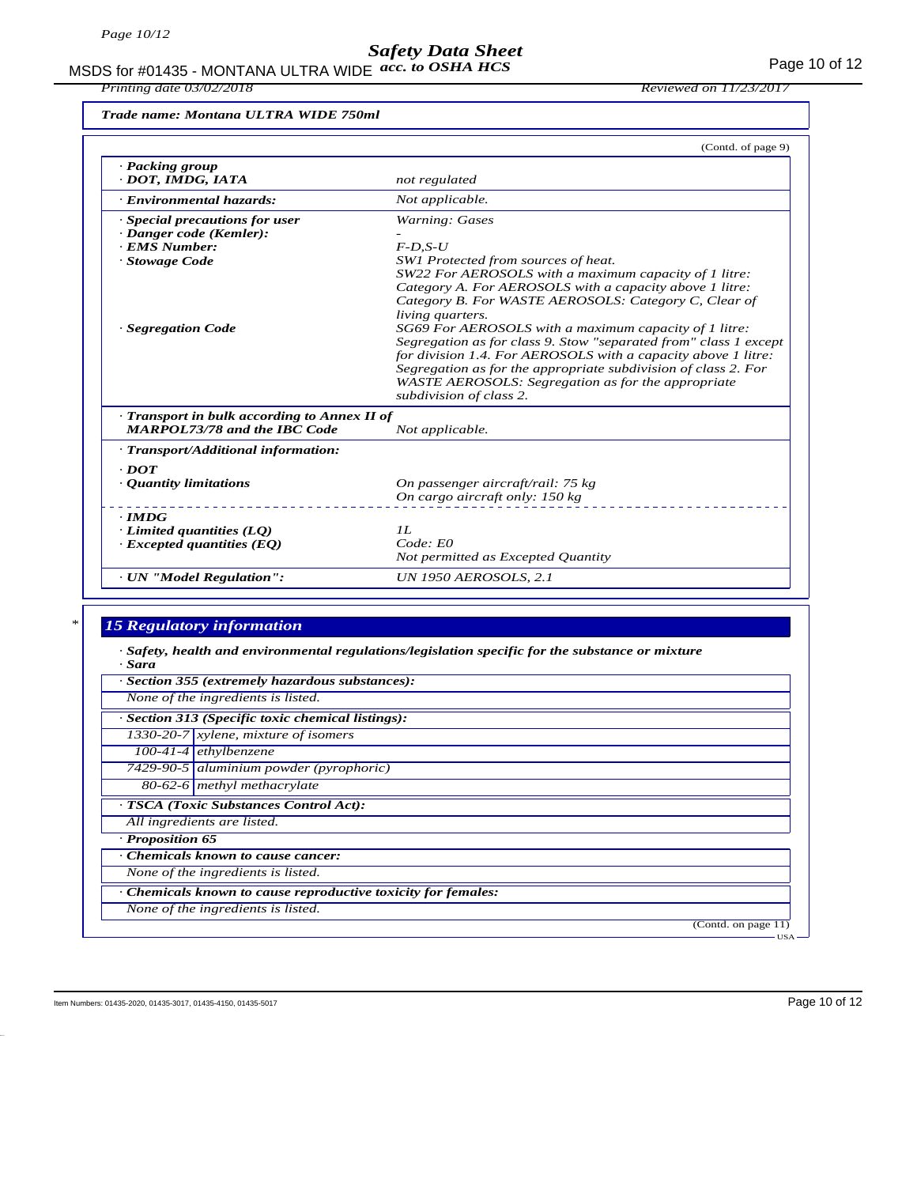*Trade name: Montana ULTRA WIDE 750ml*

(Contd. of page 9)

| | |
|---|---|
| · ***Packing group*** · ***DOT, IMDG, IATA*** | *not regulated* |
| · ***Environmental hazards:*** | *Not applicable.* |
| · ***Special precautions for user*** | *Warning: Gases* |
| · ***Danger code (Kemler):*** | *-* |
| · ***EMS Number:*** | *F-D,S-U* |
| · ***Stowage Code*** | *SW1 Protected from sources of heat. SW22 For AEROSOLS with a maximum capacity of 1 litre: Category A. For AEROSOLS with a capacity above 1 litre: Category B. For WASTE AEROSOLS: Category C, Clear of living quarters.* |
| · ***Segregation Code*** | *SG69 For AEROSOLS with a maximum capacity of 1 litre: Segregation as for class 9. Stow "separated from" class 1 except for division 1.4. For AEROSOLS with a capacity above 1 litre: Segregation as for the appropriate subdivision of class 2. For WASTE AEROSOLS: Segregation as for the appropriate subdivision of class 2.* |
| · ***Transport in bulk according to Annex II of MARPOL73/78 and the IBC Code*** | *Not applicable.* |
| · ***Transport/Additional information:*** | |
| · ***DOT*** | |
| · ***Quantity limitations*** | *On passenger aircraft/rail: 75 kg* *On cargo aircraft only: 150 kg* |
| · ***IMDG*** | |
| · ***Limited quantities (LQ)*** | *1L* |
| · ***Excepted quantities (EQ)*** | *Code: E0* *Not permitted as Excepted Quantity* |
| · ***UN "Model Regulation":*** | *UN 1950 AEROSOLS, 2.1* |

## *15 Regulatory information

· ***Safety, health and environmental regulations/legislation specific for the substance or mixture***
· ***Sara***

· ***Section 355 (extremely hazardous substances):***

*None of the ingredients is listed.*

· ***Section 313 (Specific toxic chemical listings):***

| | |
|---|---|
| *1330-20-7* | *xylene, mixture of isomers* |
| *100-41-4* | *ethylbenzene* |
| *7429-90-5* | *aluminium powder (pyrophoric)* |
| *80-62-6* | *methyl methacrylate* |

· ***TSCA (Toxic Substances Control Act):***

*All ingredients are listed.*

· ***Proposition 65***

· ***Chemicals known to cause cancer:***

*None of the ingredients is listed.*

· ***Chemicals known to cause reproductive toxicity for females:***

*None of the ingredients is listed.*

(Contd. on page 11)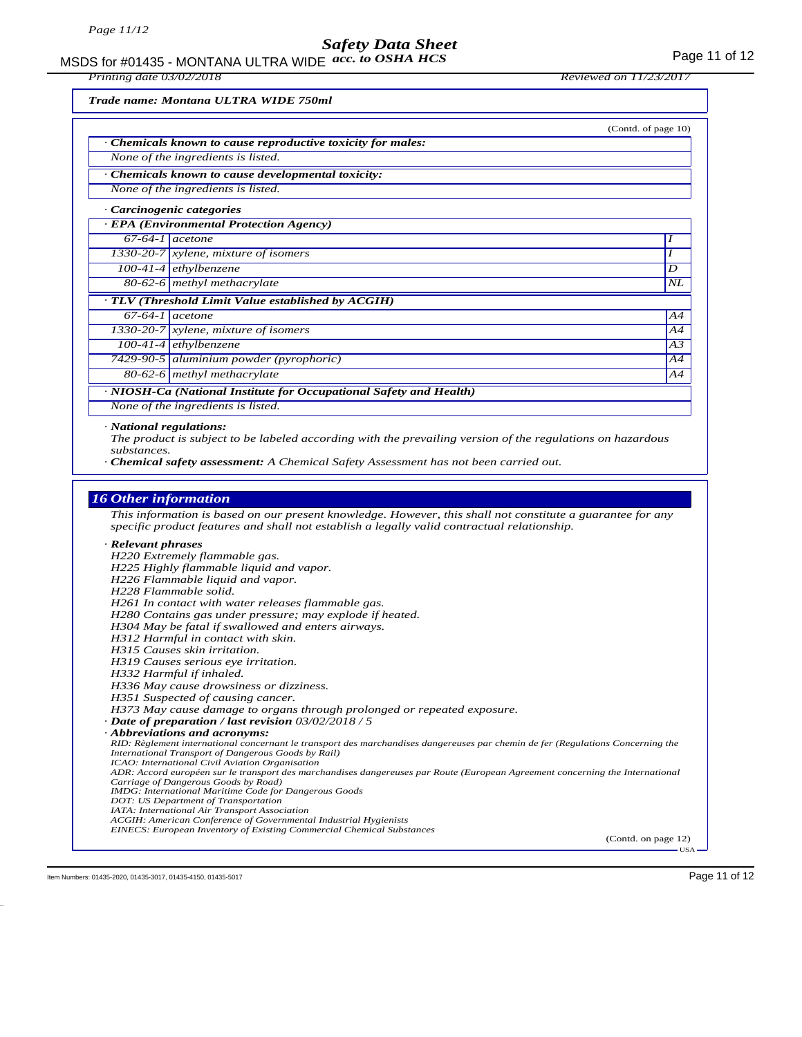*Trade name: Montana ULTRA WIDE 750ml*

(Contd. of page 10)

**· Chemicals known to cause reproductive toxicity for males:**

None of the ingredients is listed.

**· Chemicals known to cause developmental toxicity:**

None of the ingredients is listed.

**· Carcinogenic categories**

**· EPA (Environmental Protection Agency)**

| | | |
|---|---|---|
| 67-64-1 | acetone | I |
| 1330-20-7 | xylene, mixture of isomers | I |
| 100-41-4 | ethylbenzene | D |
| 80-62-6 | methyl methacrylate | NL |

**· TLV (Threshold Limit Value established by ACGIH)**

| | | |
|---|---|---|
| 67-64-1 | acetone | A4 |
| 1330-20-7 | xylene, mixture of isomers | A4 |
| 100-41-4 | ethylbenzene | A3 |
| 7429-90-5 | aluminium powder (pyrophoric) | A4 |
| 80-62-6 | methyl methacrylate | A4 |

**· NIOSH-Ca (National Institute for Occupational Safety and Health)**

None of the ingredients is listed.

**· National regulations:**

The product is subject to be labeled according with the prevailing version of the regulations on hazardous substances.

**· Chemical safety assessment:** A Chemical Safety Assessment has not been carried out.

## 16 Other information

This information is based on our present knowledge. However, this shall not constitute a guarantee for any specific product features and shall not establish a legally valid contractual relationship.

**· Relevant phrases**

H220 Extremely flammable gas.
H225 Highly flammable liquid and vapor.
H226 Flammable liquid and vapor.
H228 Flammable solid.
H261 In contact with water releases flammable gas.
H280 Contains gas under pressure; may explode if heated.
H304 May be fatal if swallowed and enters airways.
H312 Harmful in contact with skin.
H315 Causes skin irritation.
H319 Causes serious eye irritation.
H332 Harmful if inhaled.
H336 May cause drowsiness or dizziness.
H351 Suspected of causing cancer.
H373 May cause damage to organs through prolonged or repeated exposure.

**· Date of preparation / last revision** 03/02/2018 / 5

**· Abbreviations and acronyms:**

RID: Règlement international concernant le transport des marchandises dangereuses par chemin de fer (Regulations Concerning the International Transport of Dangerous Goods by Rail)
ICAO: International Civil Aviation Organisation
ADR: Accord européen sur le transport des marchandises dangereuses par Route (European Agreement concerning the International Carriage of Dangerous Goods by Road)
IMDG: International Maritime Code for Dangerous Goods
DOT: US Department of Transportation
IATA: International Air Transport Association
ACGIH: American Conference of Governmental Industrial Hygienists
EINECS: European Inventory of Existing Commercial Chemical Substances

(Contd. on page 12)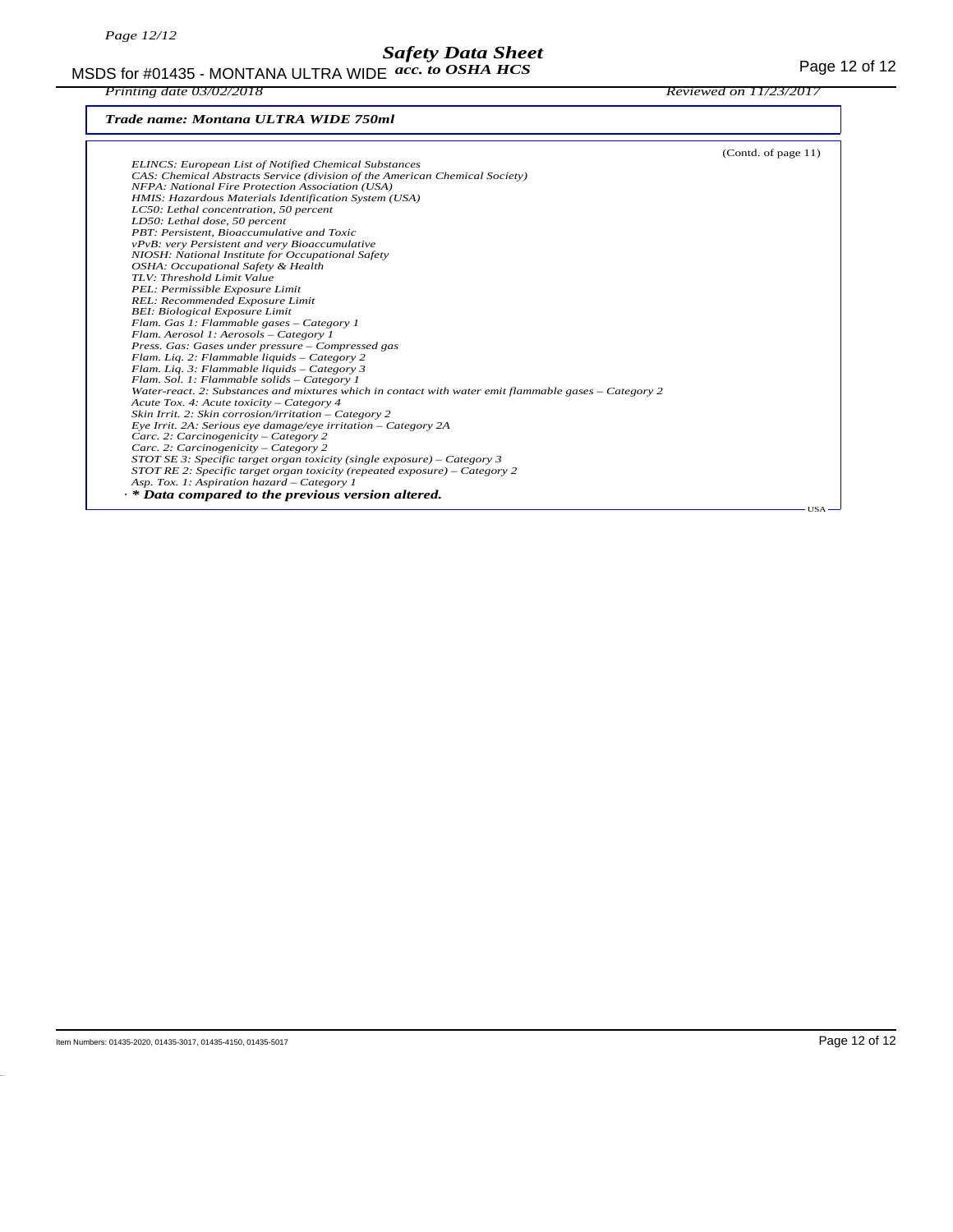*Trade name: Montana ULTRA WIDE 750ml*

(Contd. of page 11)

*ELINCS: European List of Notified Chemical Substances*
*CAS: Chemical Abstracts Service (division of the American Chemical Society)*
*NFPA: National Fire Protection Association (USA)*
*HMIS: Hazardous Materials Identification System (USA)*
*LC50: Lethal concentration, 50 percent*
*LD50: Lethal dose, 50 percent*
*PBT: Persistent, Bioaccumulative and Toxic*
*vPvB: very Persistent and very Bioaccumulative*
*NIOSH: National Institute for Occupational Safety*
*OSHA: Occupational Safety & Health*
*TLV: Threshold Limit Value*
*PEL: Permissible Exposure Limit*
*REL: Recommended Exposure Limit*
*BEI: Biological Exposure Limit*
*Flam. Gas 1: Flammable gases – Category 1*
*Flam. Aerosol 1: Aerosols – Category 1*
*Press. Gas: Gases under pressure – Compressed gas*
*Flam. Liq. 2: Flammable liquids – Category 2*
*Flam. Liq. 3: Flammable liquids – Category 3*
*Flam. Sol. 1: Flammable solids – Category 1*
*Water-react. 2: Substances and mixtures which in contact with water emit flammable gases – Category 2*
*Acute Tox. 4: Acute toxicity – Category 4*
*Skin Irrit. 2: Skin corrosion/irritation – Category 2*
*Eye Irrit. 2A: Serious eye damage/eye irritation – Category 2A*
*Carc. 2: Carcinogenicity – Category 2*
*Carc. 2: Carcinogenicity – Category 2*
*STOT SE 3: Specific target organ toxicity (single exposure) – Category 3*
*STOT RE 2: Specific target organ toxicity (repeated exposure) – Category 2*
*Asp. Tox. 1: Aspiration hazard – Category 1*

**· * Data compared to the previous version altered.**

USA

Item Numbers: 01435-2020, 01435-3017, 01435-4150, 01435-5017